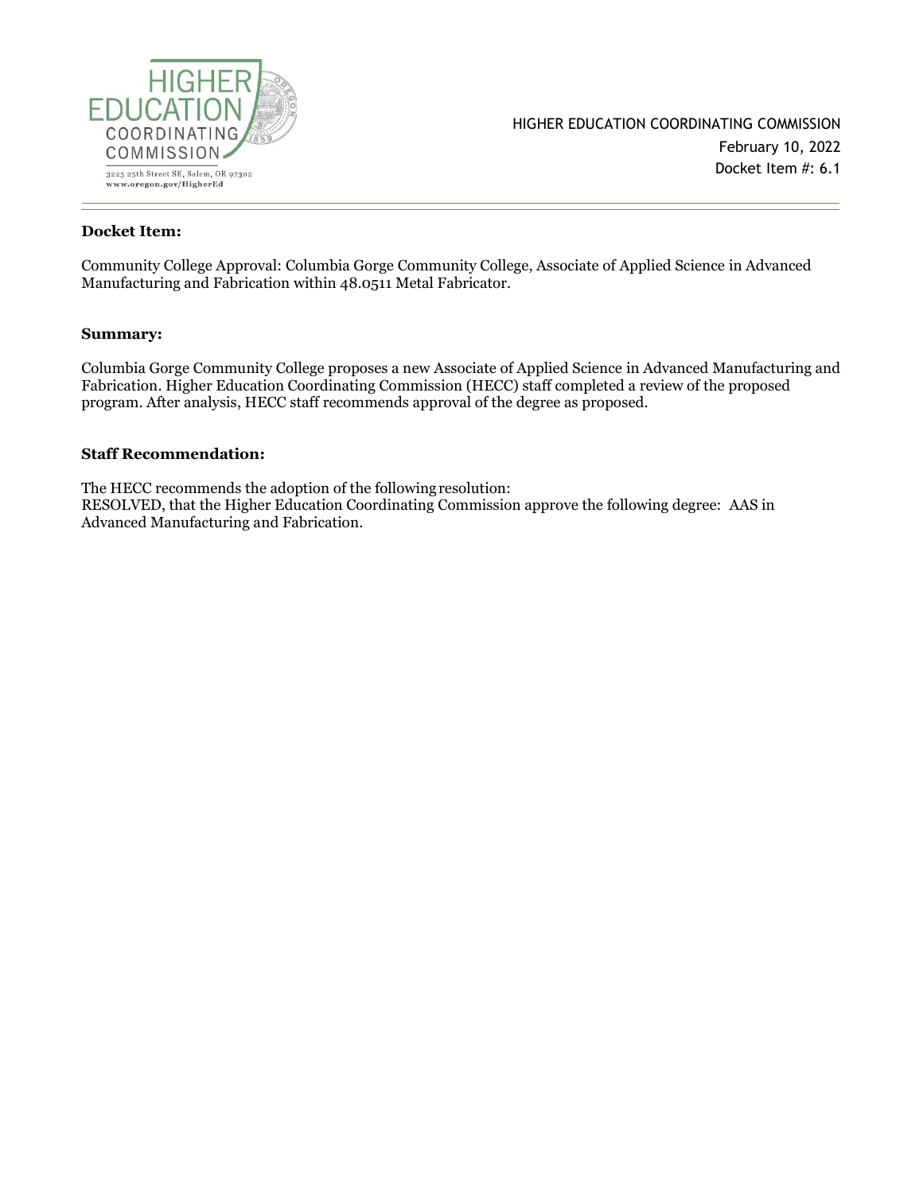HIGHER EDUCATION COORDINATING COMMISSION

3225 25th Street SE, Salem, OR 97302
www.oregon.gov/HigherEd

HIGHER EDUCATION COORDINATING COMMISSION
February 10, 2022
Docket Item #: 6.1

---

**Docket Item:**

Community College Approval: Columbia Gorge Community College, Associate of Applied Science in Advanced Manufacturing and Fabrication within 48.0511 Metal Fabricator.

**Summary:**

Columbia Gorge Community College proposes a new Associate of Applied Science in Advanced Manufacturing and Fabrication. Higher Education Coordinating Commission (HECC) staff completed a review of the proposed program. After analysis, HECC staff recommends approval of the degree as proposed.

**Staff Recommendation:**

The HECC recommends the adoption of the following resolution:
RESOLVED, that the Higher Education Coordinating Commission approve the following degree: AAS in Advanced Manufacturing and Fabrication.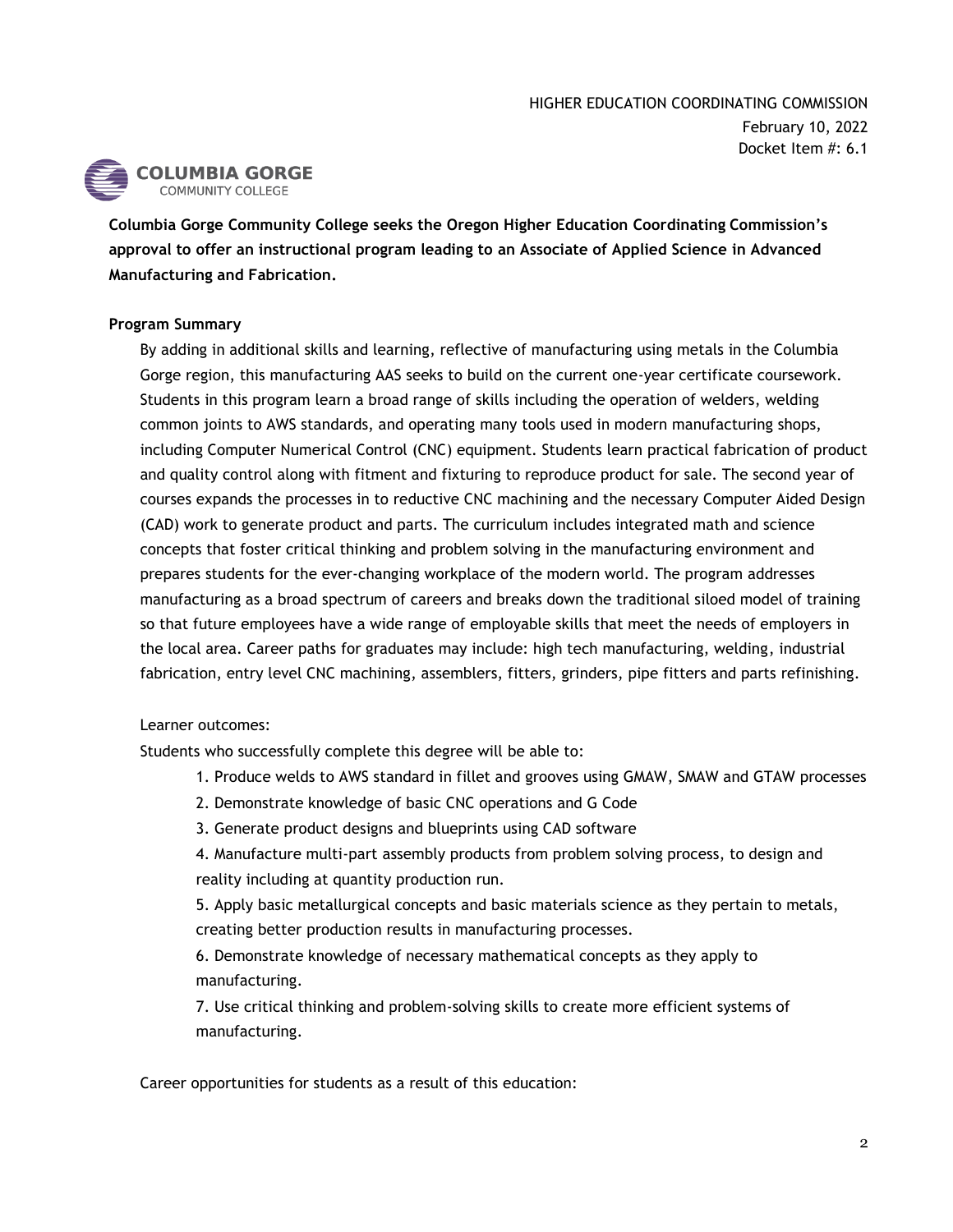HIGHER EDUCATION COORDINATING COMMISSION
February 10, 2022
Docket Item #: 6.1

**Columbia Gorge Community College seeks the Oregon Higher Education Coordinating Commission's approval to offer an instructional program leading to an Associate of Applied Science in Advanced Manufacturing and Fabrication.**

**Program Summary**

By adding in additional skills and learning, reflective of manufacturing using metals in the Columbia Gorge region, this manufacturing AAS seeks to build on the current one-year certificate coursework. Students in this program learn a broad range of skills including the operation of welders, welding common joints to AWS standards, and operating many tools used in modern manufacturing shops, including Computer Numerical Control (CNC) equipment. Students learn practical fabrication of product and quality control along with fitment and fixturing to reproduce product for sale. The second year of courses expands the processes in to reductive CNC machining and the necessary Computer Aided Design (CAD) work to generate product and parts. The curriculum includes integrated math and science concepts that foster critical thinking and problem solving in the manufacturing environment and prepares students for the ever-changing workplace of the modern world. The program addresses manufacturing as a broad spectrum of careers and breaks down the traditional siloed model of training so that future employees have a wide range of employable skills that meet the needs of employers in the local area. Career paths for graduates may include: high tech manufacturing, welding, industrial fabrication, entry level CNC machining, assemblers, fitters, grinders, pipe fitters and parts refinishing.

Learner outcomes:

Students who successfully complete this degree will be able to:

1. Produce welds to AWS standard in fillet and grooves using GMAW, SMAW and GTAW processes
2. Demonstrate knowledge of basic CNC operations and G Code
3. Generate product designs and blueprints using CAD software
4. Manufacture multi-part assembly products from problem solving process, to design and reality including at quantity production run.
5. Apply basic metallurgical concepts and basic materials science as they pertain to metals, creating better production results in manufacturing processes.
6. Demonstrate knowledge of necessary mathematical concepts as they apply to manufacturing.
7. Use critical thinking and problem-solving skills to create more efficient systems of manufacturing.

Career opportunities for students as a result of this education: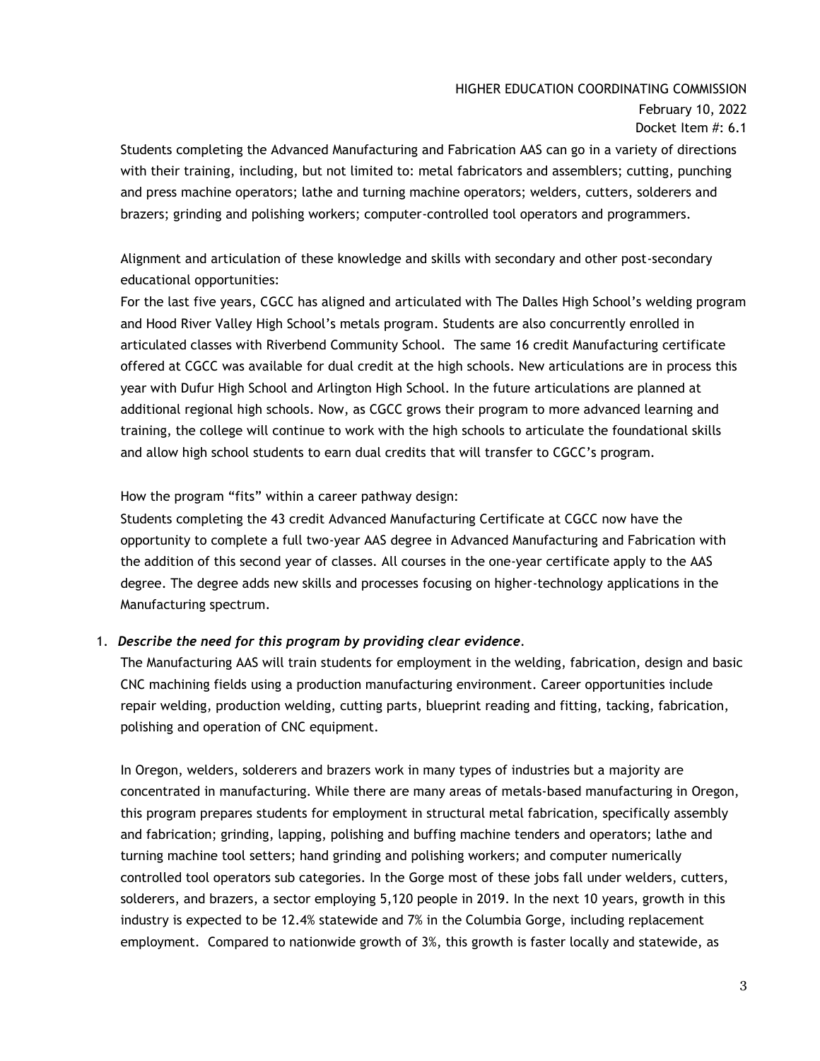Students completing the Advanced Manufacturing and Fabrication AAS can go in a variety of directions with their training, including, but not limited to: metal fabricators and assemblers; cutting, punching and press machine operators; lathe and turning machine operators; welders, cutters, solderers and brazers; grinding and polishing workers; computer-controlled tool operators and programmers.

Alignment and articulation of these knowledge and skills with secondary and other post-secondary educational opportunities:

For the last five years, CGCC has aligned and articulated with The Dalles High School's welding program and Hood River Valley High School's metals program. Students are also concurrently enrolled in articulated classes with Riverbend Community School. The same 16 credit Manufacturing certificate offered at CGCC was available for dual credit at the high schools. New articulations are in process this year with Dufur High School and Arlington High School. In the future articulations are planned at additional regional high schools. Now, as CGCC grows their program to more advanced learning and training, the college will continue to work with the high schools to articulate the foundational skills and allow high school students to earn dual credits that will transfer to CGCC's program.

How the program "fits" within a career pathway design:

Students completing the 43 credit Advanced Manufacturing Certificate at CGCC now have the opportunity to complete a full two-year AAS degree in Advanced Manufacturing and Fabrication with the addition of this second year of classes. All courses in the one-year certificate apply to the AAS degree. The degree adds new skills and processes focusing on higher-technology applications in the Manufacturing spectrum.

1. ***Describe the need for this program by providing clear evidence.***

   The Manufacturing AAS will train students for employment in the welding, fabrication, design and basic CNC machining fields using a production manufacturing environment. Career opportunities include repair welding, production welding, cutting parts, blueprint reading and fitting, tacking, fabrication, polishing and operation of CNC equipment.

   In Oregon, welders, solderers and brazers work in many types of industries but a majority are concentrated in manufacturing. While there are many areas of metals-based manufacturing in Oregon, this program prepares students for employment in structural metal fabrication, specifically assembly and fabrication; grinding, lapping, polishing and buffing machine tenders and operators; lathe and turning machine tool setters; hand grinding and polishing workers; and computer numerically controlled tool operators sub categories. In the Gorge most of these jobs fall under welders, cutters, solderers, and brazers, a sector employing 5,120 people in 2019. In the next 10 years, growth in this industry is expected to be 12.4% statewide and 7% in the Columbia Gorge, including replacement employment. Compared to nationwide growth of 3%, this growth is faster locally and statewide, as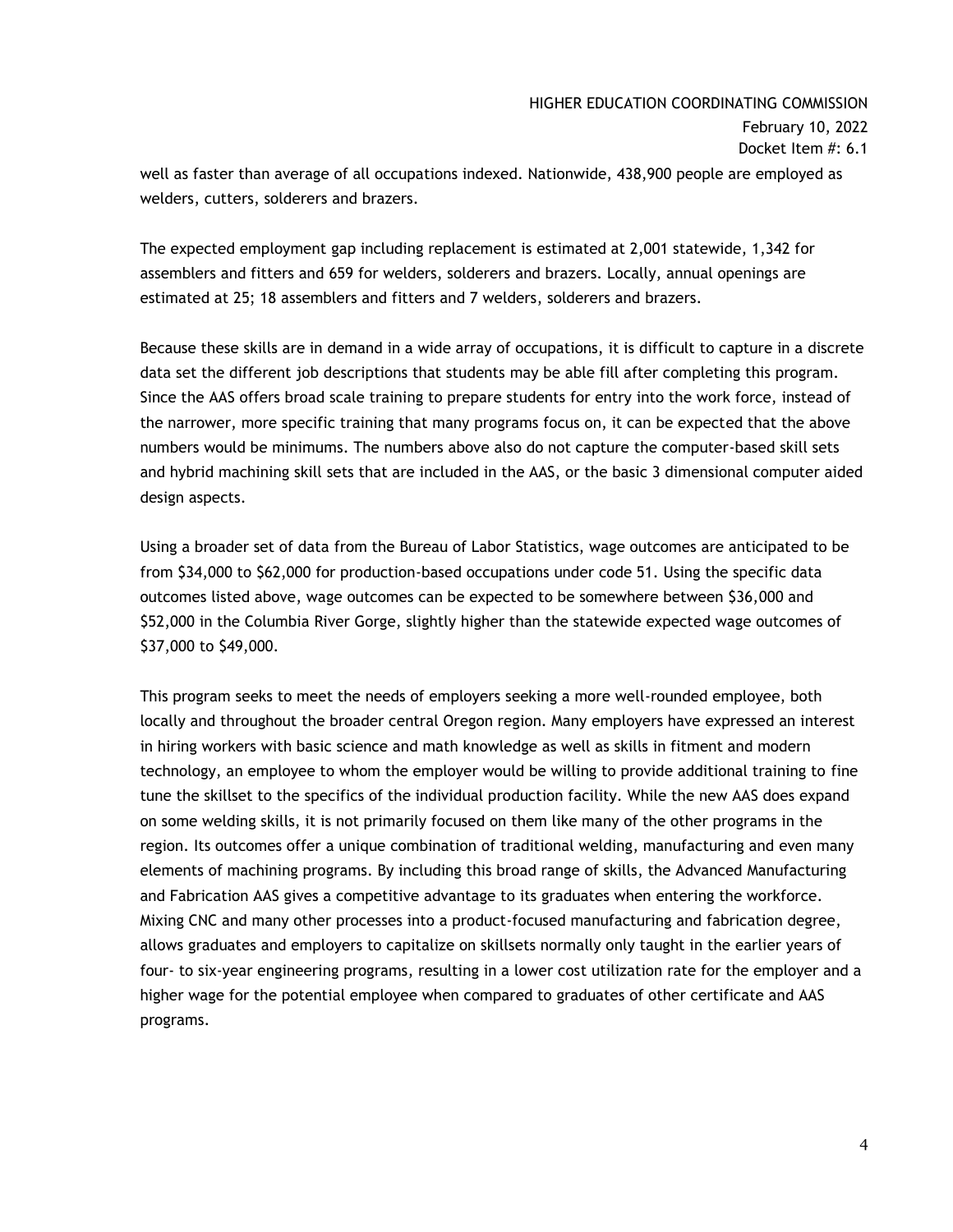well as faster than average of all occupations indexed. Nationwide, 438,900 people are employed as welders, cutters, solderers and brazers.

The expected employment gap including replacement is estimated at 2,001 statewide, 1,342 for assemblers and fitters and 659 for welders, solderers and brazers. Locally, annual openings are estimated at 25; 18 assemblers and fitters and 7 welders, solderers and brazers.

Because these skills are in demand in a wide array of occupations, it is difficult to capture in a discrete data set the different job descriptions that students may be able fill after completing this program. Since the AAS offers broad scale training to prepare students for entry into the work force, instead of the narrower, more specific training that many programs focus on, it can be expected that the above numbers would be minimums. The numbers above also do not capture the computer-based skill sets and hybrid machining skill sets that are included in the AAS, or the basic 3 dimensional computer aided design aspects.

Using a broader set of data from the Bureau of Labor Statistics, wage outcomes are anticipated to be from $34,000 to $62,000 for production-based occupations under code 51. Using the specific data outcomes listed above, wage outcomes can be expected to be somewhere between $36,000 and $52,000 in the Columbia River Gorge, slightly higher than the statewide expected wage outcomes of $37,000 to $49,000.

This program seeks to meet the needs of employers seeking a more well-rounded employee, both locally and throughout the broader central Oregon region. Many employers have expressed an interest in hiring workers with basic science and math knowledge as well as skills in fitment and modern technology, an employee to whom the employer would be willing to provide additional training to fine tune the skillset to the specifics of the individual production facility. While the new AAS does expand on some welding skills, it is not primarily focused on them like many of the other programs in the region. Its outcomes offer a unique combination of traditional welding, manufacturing and even many elements of machining programs. By including this broad range of skills, the Advanced Manufacturing and Fabrication AAS gives a competitive advantage to its graduates when entering the workforce. Mixing CNC and many other processes into a product-focused manufacturing and fabrication degree, allows graduates and employers to capitalize on skillsets normally only taught in the earlier years of four- to six-year engineering programs, resulting in a lower cost utilization rate for the employer and a higher wage for the potential employee when compared to graduates of other certificate and AAS programs.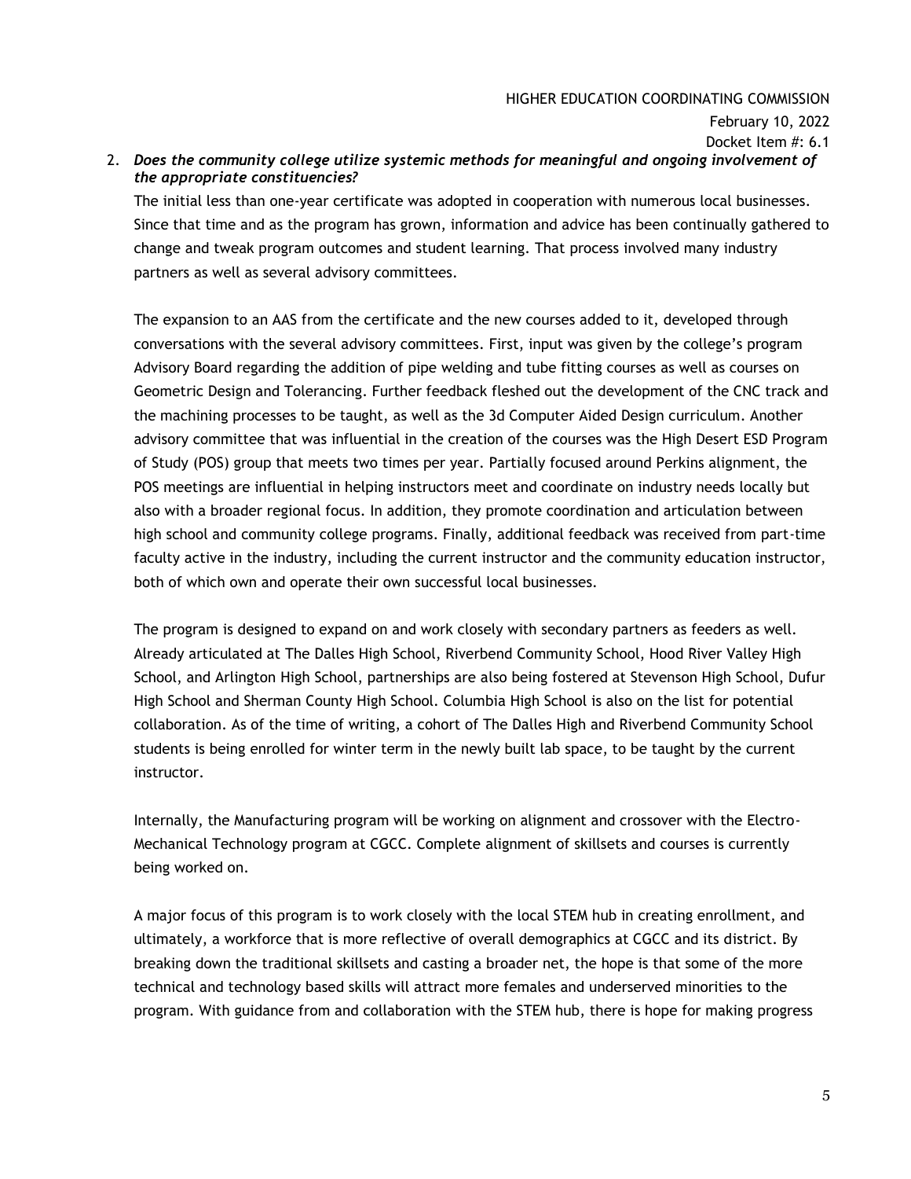2. ***Does the community college utilize systemic methods for meaningful and ongoing involvement of the appropriate constituencies?***

   The initial less than one-year certificate was adopted in cooperation with numerous local businesses. Since that time and as the program has grown, information and advice has been continually gathered to change and tweak program outcomes and student learning. That process involved many industry partners as well as several advisory committees.

   The expansion to an AAS from the certificate and the new courses added to it, developed through conversations with the several advisory committees. First, input was given by the college's program Advisory Board regarding the addition of pipe welding and tube fitting courses as well as courses on Geometric Design and Tolerancing. Further feedback fleshed out the development of the CNC track and the machining processes to be taught, as well as the 3d Computer Aided Design curriculum. Another advisory committee that was influential in the creation of the courses was the High Desert ESD Program of Study (POS) group that meets two times per year. Partially focused around Perkins alignment, the POS meetings are influential in helping instructors meet and coordinate on industry needs locally but also with a broader regional focus. In addition, they promote coordination and articulation between high school and community college programs. Finally, additional feedback was received from part-time faculty active in the industry, including the current instructor and the community education instructor, both of which own and operate their own successful local businesses.

   The program is designed to expand on and work closely with secondary partners as feeders as well. Already articulated at The Dalles High School, Riverbend Community School, Hood River Valley High School, and Arlington High School, partnerships are also being fostered at Stevenson High School, Dufur High School and Sherman County High School. Columbia High School is also on the list for potential collaboration. As of the time of writing, a cohort of The Dalles High and Riverbend Community School students is being enrolled for winter term in the newly built lab space, to be taught by the current instructor.

   Internally, the Manufacturing program will be working on alignment and crossover with the Electro-Mechanical Technology program at CGCC. Complete alignment of skillsets and courses is currently being worked on.

   A major focus of this program is to work closely with the local STEM hub in creating enrollment, and ultimately, a workforce that is more reflective of overall demographics at CGCC and its district. By breaking down the traditional skillsets and casting a broader net, the hope is that some of the more technical and technology based skills will attract more females and underserved minorities to the program. With guidance from and collaboration with the STEM hub, there is hope for making progress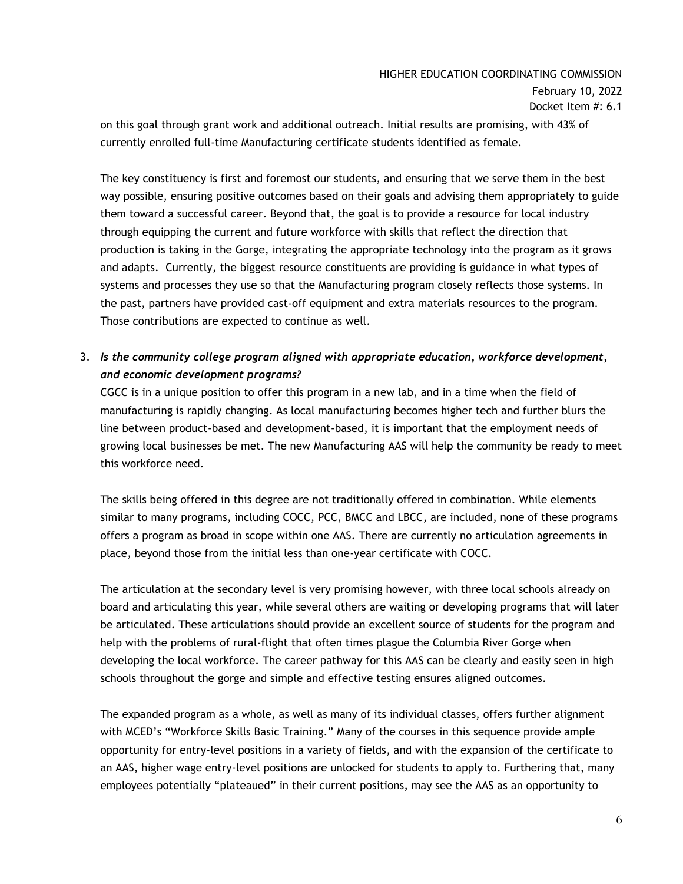on this goal through grant work and additional outreach. Initial results are promising, with 43% of currently enrolled full-time Manufacturing certificate students identified as female.

The key constituency is first and foremost our students, and ensuring that we serve them in the best way possible, ensuring positive outcomes based on their goals and advising them appropriately to guide them toward a successful career. Beyond that, the goal is to provide a resource for local industry through equipping the current and future workforce with skills that reflect the direction that production is taking in the Gorge, integrating the appropriate technology into the program as it grows and adapts. Currently, the biggest resource constituents are providing is guidance in what types of systems and processes they use so that the Manufacturing program closely reflects those systems. In the past, partners have provided cast-off equipment and extra materials resources to the program. Those contributions are expected to continue as well.

3. ***Is the community college program aligned with appropriate education, workforce development, and economic development programs?***

   CGCC is in a unique position to offer this program in a new lab, and in a time when the field of manufacturing is rapidly changing. As local manufacturing becomes higher tech and further blurs the line between product-based and development-based, it is important that the employment needs of growing local businesses be met. The new Manufacturing AAS will help the community be ready to meet this workforce need.

   The skills being offered in this degree are not traditionally offered in combination. While elements similar to many programs, including COCC, PCC, BMCC and LBCC, are included, none of these programs offers a program as broad in scope within one AAS. There are currently no articulation agreements in place, beyond those from the initial less than one-year certificate with COCC.

   The articulation at the secondary level is very promising however, with three local schools already on board and articulating this year, while several others are waiting or developing programs that will later be articulated. These articulations should provide an excellent source of students for the program and help with the problems of rural-flight that often times plague the Columbia River Gorge when developing the local workforce. The career pathway for this AAS can be clearly and easily seen in high schools throughout the gorge and simple and effective testing ensures aligned outcomes.

   The expanded program as a whole, as well as many of its individual classes, offers further alignment with MCED's "Workforce Skills Basic Training." Many of the courses in this sequence provide ample opportunity for entry-level positions in a variety of fields, and with the expansion of the certificate to an AAS, higher wage entry-level positions are unlocked for students to apply to. Furthering that, many employees potentially "plateaued" in their current positions, may see the AAS as an opportunity to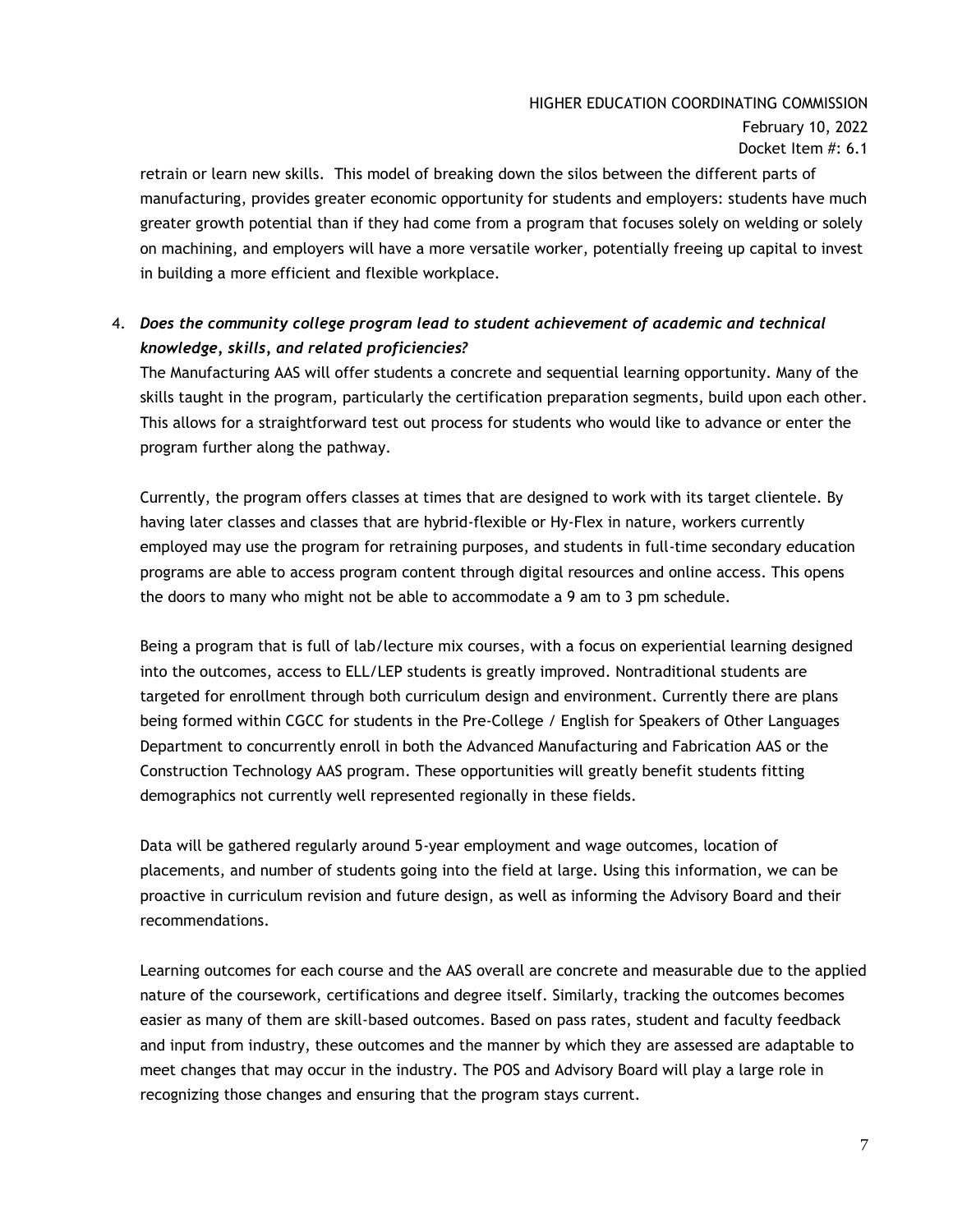retrain or learn new skills. This model of breaking down the silos between the different parts of manufacturing, provides greater economic opportunity for students and employers: students have much greater growth potential than if they had come from a program that focuses solely on welding or solely on machining, and employers will have a more versatile worker, potentially freeing up capital to invest in building a more efficient and flexible workplace.

4. ***Does the community college program lead to student achievement of academic and technical knowledge, skills, and related proficiencies?***

   The Manufacturing AAS will offer students a concrete and sequential learning opportunity. Many of the skills taught in the program, particularly the certification preparation segments, build upon each other. This allows for a straightforward test out process for students who would like to advance or enter the program further along the pathway.

   Currently, the program offers classes at times that are designed to work with its target clientele. By having later classes and classes that are hybrid-flexible or Hy-Flex in nature, workers currently employed may use the program for retraining purposes, and students in full-time secondary education programs are able to access program content through digital resources and online access. This opens the doors to many who might not be able to accommodate a 9 am to 3 pm schedule.

   Being a program that is full of lab/lecture mix courses, with a focus on experiential learning designed into the outcomes, access to ELL/LEP students is greatly improved. Nontraditional students are targeted for enrollment through both curriculum design and environment. Currently there are plans being formed within CGCC for students in the Pre-College / English for Speakers of Other Languages Department to concurrently enroll in both the Advanced Manufacturing and Fabrication AAS or the Construction Technology AAS program. These opportunities will greatly benefit students fitting demographics not currently well represented regionally in these fields.

   Data will be gathered regularly around 5-year employment and wage outcomes, location of placements, and number of students going into the field at large. Using this information, we can be proactive in curriculum revision and future design, as well as informing the Advisory Board and their recommendations.

   Learning outcomes for each course and the AAS overall are concrete and measurable due to the applied nature of the coursework, certifications and degree itself. Similarly, tracking the outcomes becomes easier as many of them are skill-based outcomes. Based on pass rates, student and faculty feedback and input from industry, these outcomes and the manner by which they are assessed are adaptable to meet changes that may occur in the industry. The POS and Advisory Board will play a large role in recognizing those changes and ensuring that the program stays current.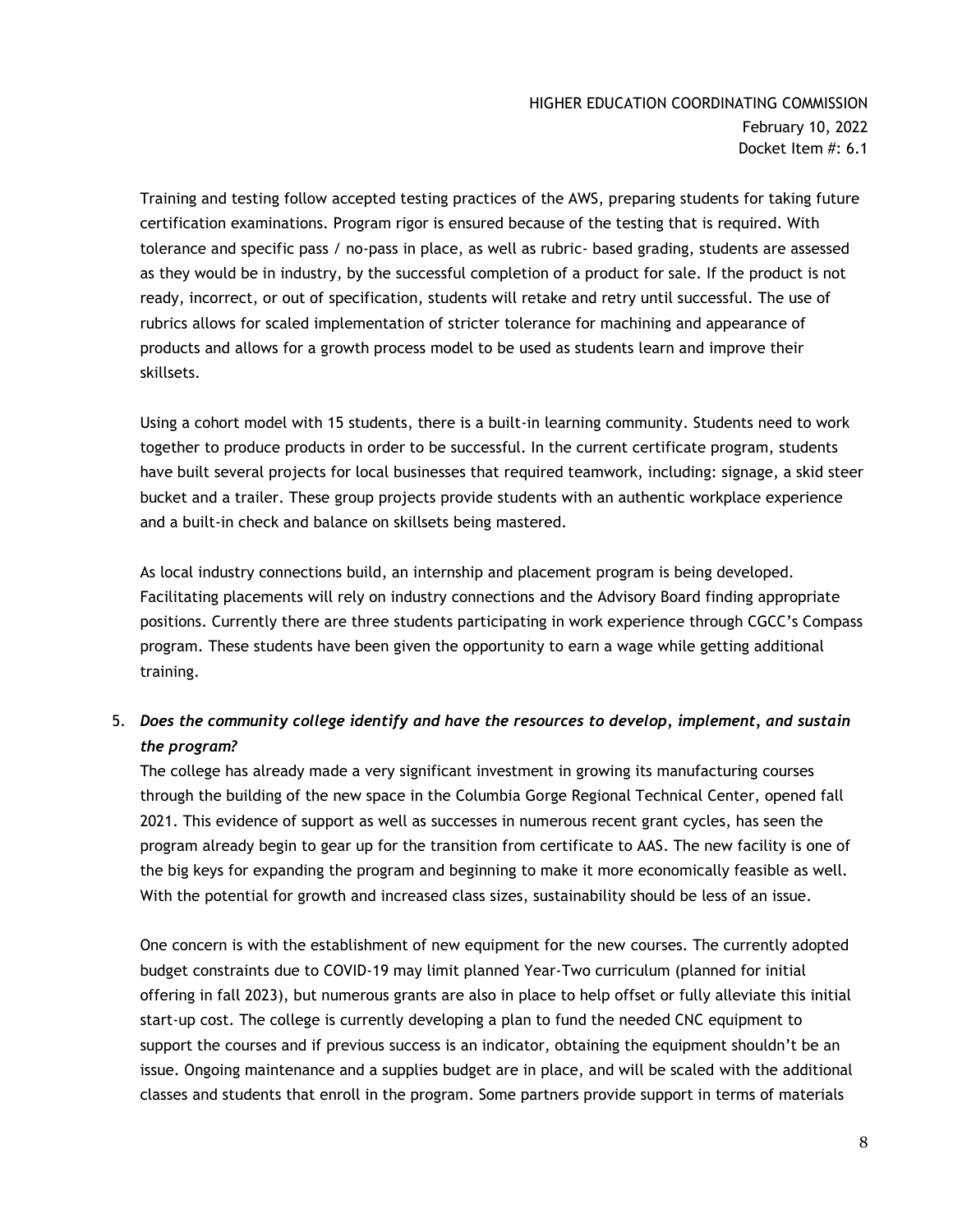Training and testing follow accepted testing practices of the AWS, preparing students for taking future certification examinations. Program rigor is ensured because of the testing that is required. With tolerance and specific pass / no-pass in place, as well as rubric- based grading, students are assessed as they would be in industry, by the successful completion of a product for sale. If the product is not ready, incorrect, or out of specification, students will retake and retry until successful. The use of rubrics allows for scaled implementation of stricter tolerance for machining and appearance of products and allows for a growth process model to be used as students learn and improve their skillsets.

Using a cohort model with 15 students, there is a built-in learning community. Students need to work together to produce products in order to be successful. In the current certificate program, students have built several projects for local businesses that required teamwork, including: signage, a skid steer bucket and a trailer. These group projects provide students with an authentic workplace experience and a built-in check and balance on skillsets being mastered.

As local industry connections build, an internship and placement program is being developed. Facilitating placements will rely on industry connections and the Advisory Board finding appropriate positions. Currently there are three students participating in work experience through CGCC's Compass program. These students have been given the opportunity to earn a wage while getting additional training.

5. ***Does the community college identify and have the resources to develop, implement, and sustain the program?***

   The college has already made a very significant investment in growing its manufacturing courses through the building of the new space in the Columbia Gorge Regional Technical Center, opened fall 2021. This evidence of support as well as successes in numerous recent grant cycles, has seen the program already begin to gear up for the transition from certificate to AAS. The new facility is one of the big keys for expanding the program and beginning to make it more economically feasible as well. With the potential for growth and increased class sizes, sustainability should be less of an issue.

   One concern is with the establishment of new equipment for the new courses. The currently adopted budget constraints due to COVID-19 may limit planned Year-Two curriculum (planned for initial offering in fall 2023), but numerous grants are also in place to help offset or fully alleviate this initial start-up cost. The college is currently developing a plan to fund the needed CNC equipment to support the courses and if previous success is an indicator, obtaining the equipment shouldn't be an issue. Ongoing maintenance and a supplies budget are in place, and will be scaled with the additional classes and students that enroll in the program. Some partners provide support in terms of materials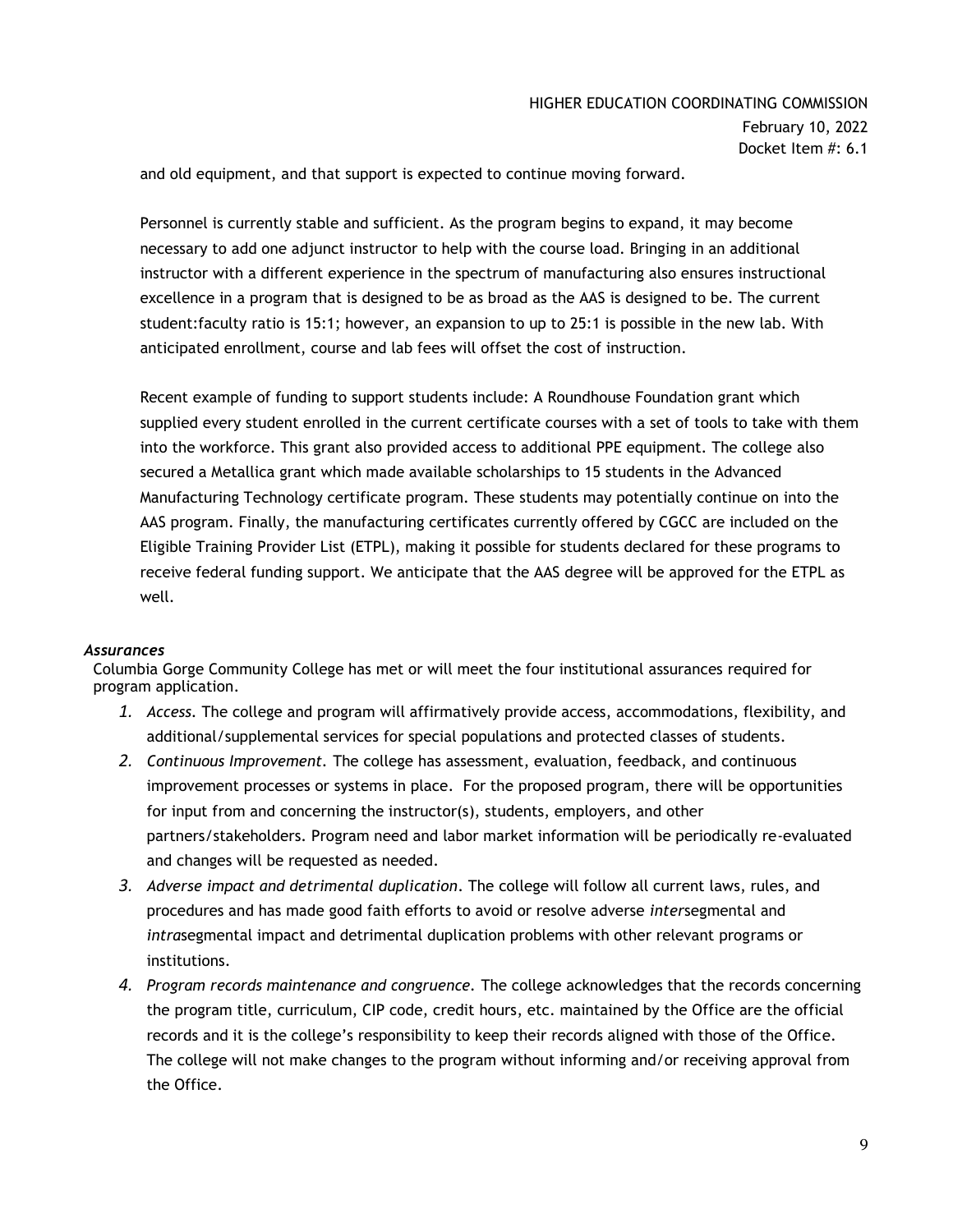and old equipment, and that support is expected to continue moving forward.

Personnel is currently stable and sufficient. As the program begins to expand, it may become necessary to add one adjunct instructor to help with the course load. Bringing in an additional instructor with a different experience in the spectrum of manufacturing also ensures instructional excellence in a program that is designed to be as broad as the AAS is designed to be. The current student:faculty ratio is 15:1; however, an expansion to up to 25:1 is possible in the new lab. With anticipated enrollment, course and lab fees will offset the cost of instruction.

Recent example of funding to support students include: A Roundhouse Foundation grant which supplied every student enrolled in the current certificate courses with a set of tools to take with them into the workforce. This grant also provided access to additional PPE equipment. The college also secured a Metallica grant which made available scholarships to 15 students in the Advanced Manufacturing Technology certificate program. These students may potentially continue on into the AAS program. Finally, the manufacturing certificates currently offered by CGCC are included on the Eligible Training Provider List (ETPL), making it possible for students declared for these programs to receive federal funding support. We anticipate that the AAS degree will be approved for the ETPL as well.

***Assurances***

Columbia Gorge Community College has met or will meet the four institutional assurances required for program application.

1. *Access.* The college and program will affirmatively provide access, accommodations, flexibility, and additional/supplemental services for special populations and protected classes of students.
2. *Continuous Improvement.* The college has assessment, evaluation, feedback, and continuous improvement processes or systems in place. For the proposed program, there will be opportunities for input from and concerning the instructor(s), students, employers, and other partners/stakeholders. Program need and labor market information will be periodically re-evaluated and changes will be requested as needed.
3. *Adverse impact and detrimental duplication.* The college will follow all current laws, rules, and procedures and has made good faith efforts to avoid or resolve adverse *inter*segmental and *intra*segmental impact and detrimental duplication problems with other relevant programs or institutions.
4. *Program records maintenance and congruence.* The college acknowledges that the records concerning the program title, curriculum, CIP code, credit hours, etc. maintained by the Office are the official records and it is the college's responsibility to keep their records aligned with those of the Office. The college will not make changes to the program without informing and/or receiving approval from the Office.